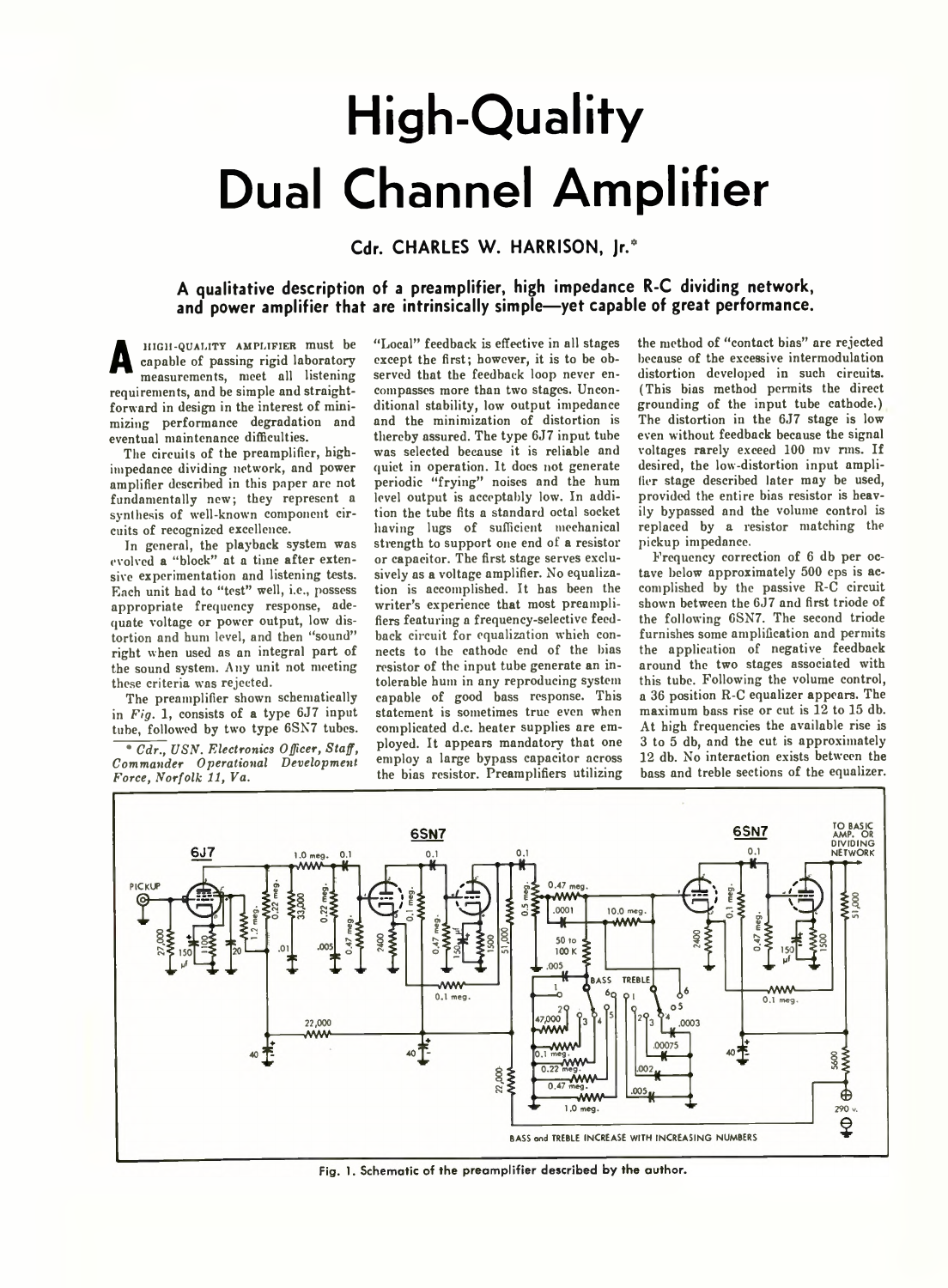# High-Quality Dual Channel Amplifier

**Cdr. CHARLES W. HARRISON, Jr.***

**A qualitative description of a preamplifier, high impedance R-C dividing network, and power amplifier that are intrinsically simple—yet capable of great performance.**

A HIGH-QUALITY AMPLIFIER must be capable of passing rigid laboratory measurements, meet all listening requirements, and be simple and straightforward in design in the interest of minimizing performance degradation and eventual maintenance difficulties.

The circuits of the preamplifier, high-impedance dividing network, and power amplifier described in this paper are not fundamentally new; they represent a synthesis of well-known component circuits of recognized excellence.

In general, the playback system was evolved a "block" at a time after extensive experimentation and listening tests. Each unit had to "test" well, i.e., possess appropriate frequency response, adequate voltage or power output, low distortion and hum level, and then "sound" right when used as an integral part of the sound system. Any unit not meeting these criteria was rejected.

The preamplifier shown schematically in *Fig.* 1, consists of a type 6J7 input tube, followed by two type 6SN7 tubes. "Local" feedback is effective in all stages except the first; however, it is to be observed that the feedback loop never encompasses more than two stages. Unconditional stability, low output impedance and the minimization of distortion is thereby assured. The type 6J7 input tube was selected because it is reliable and quiet in operation. It does not generate periodic "frying" noises and the hum level output is acceptably low. In addition the tube fits a standard octal socket having lugs of sufficient mechanical strength to support one end of a resistor or capacitor. The first stage serves exclusively as a voltage amplifier. No equalization is accomplished. It has been the writer's experience that most preamplifiers featuring a frequency-selective feedback circuit for equalization which connects to the cathode end of the bias resistor of the input tube generate an intolerable hum in any reproducing system capable of good bass response. This statement is sometimes true even when complicated d.c. heater supplies are employed. It appears mandatory that one employ a large bypass capacitor across the bias resistor. Preamplifiers utilizing the method of "contact bias" are rejected because of the excessive intermodulation distortion developed in such circuits. (This bias method permits the direct grounding of the input tube cathode.) The distortion in the 6J7 stage is low even without feedback because the signal voltages rarely exceed 100 mv rms. If desired, the low-distortion input amplifier stage described later may be used, provided the entire bias resistor is heavily bypassed and the volume control is replaced by a resistor matching the pickup impedance.

Frequency correction of 6 db per octave below approximately 500 cps is accomplished by the passive R-C circuit shown between the 6J7 and first triode of the following 6SN7. The second triode furnishes some amplification and permits the application of negative feedback around the two stages associated with this tube. Following the volume control, a 36 position R-C equalizer appears. The maximum bass rise or cut is 12 to 15 db. At high frequencies the available rise is 3 to 5 db, and the cut is approximately 12 db. No interaction exists between the bass and treble sections of the equalizer.

\* *Cdr., USN. Electronics Officer, Staff, Commander Operational Development Force, Norfolk 11, Va.*

Fig. 1. Schematic of the preamplifier described by the author.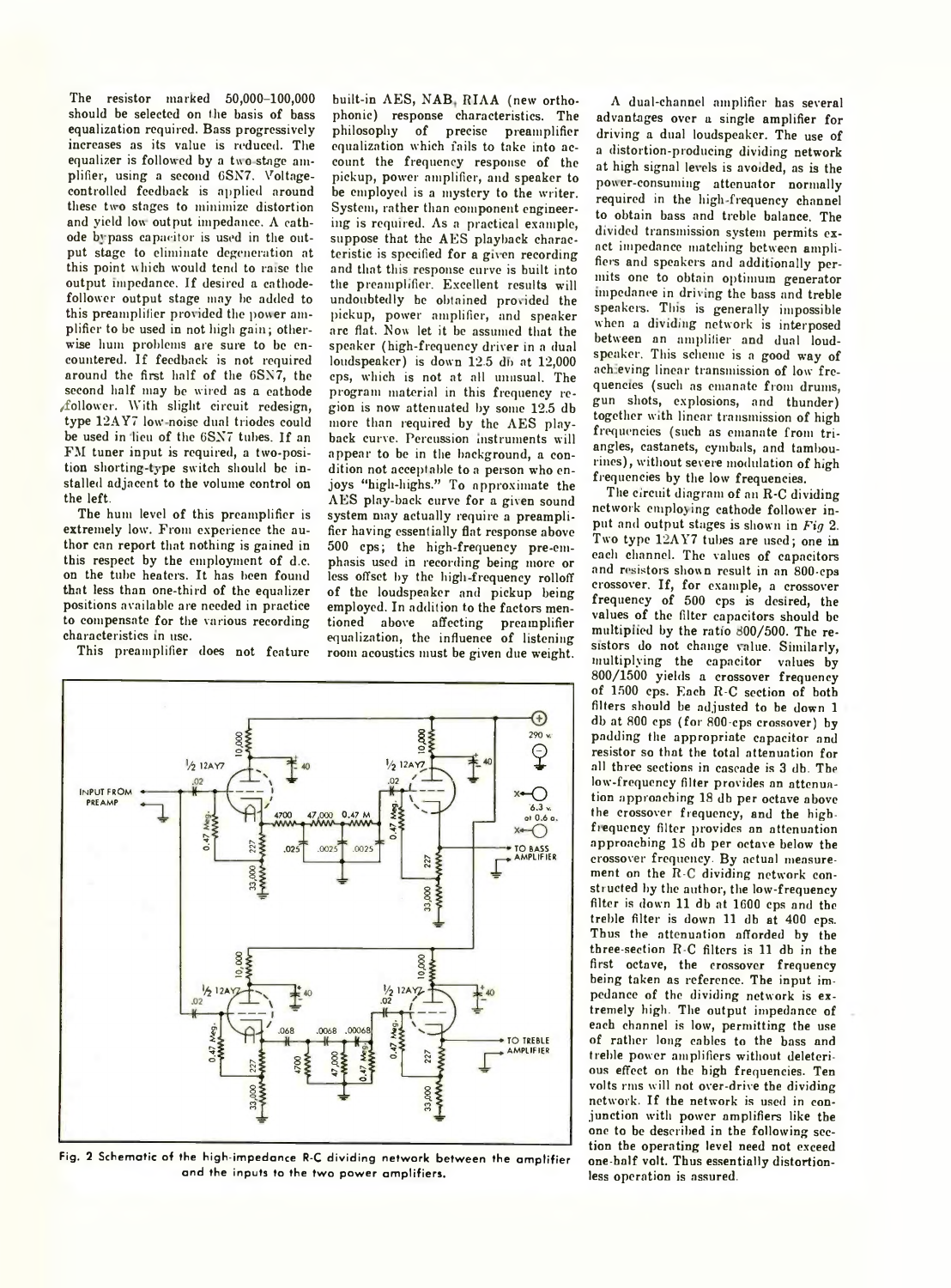The resistor marked 50,000–100,000 should be selected on the basis of bass equalization required. Bass progressively increases as its value is reduced. The equalizer is followed by a two-stage amplifier, using a second 6SN7. Voltage-controlled feedback is applied around these two stages to minimize distortion and yield low output impedance. A cathode bypass capacitor is used in the output stage to eliminate degeneration at this point which would tend to raise the output impedance. If desired a cathode-follower output stage may be added to this preamplifier provided the power amplifier to be used in not high gain; otherwise hum problems are sure to be encountered. If feedback is not required around the first half of the 6SN7, the second half may be wired as a cathode follower. With slight circuit redesign, type 12AY7 low-noise dual triodes could be used in lieu of the 6SN7 tubes. If an FM tuner input is required, a two-position shorting-type switch should be installed adjacent to the volume control on the left.

The hum level of this preamplifier is extremely low. From experience the author can report that nothing is gained in this respect by the employment of d.c. on the tube heaters. It has been found that less than one-third of the equalizer positions available are needed in practice to compensate for the various recording characteristics in use.

This preamplifier does not feature built-in AES, NAB, RIAA (new orthophonic) response characteristics. The philosophy of precise preamplifier equalization which fails to take into account the frequency response of the pickup, power amplifier, and speaker to be employed is a mystery to the writer. System, rather than component engineering is required. As a practical example, suppose that the AES playback characteristic is specified for a given recording and that this response curve is built into the preamplifier. Excellent results will undoubtedly be obtained provided the pickup, power amplifier, and speaker are flat. Now let it be assumed that the speaker (high-frequency driver in a dual loudspeaker) is down 12.5 db at 12,000 cps, which is not at all unusual. The program material in this frequency region is now attenuated by some 12.5 db more than required by the AES playback curve. Percussion instruments will appear to be in the background, a condition not acceptable to a person who enjoys "high-highs." To approximate the AES play-back curve for a given sound system may actually require a preamplifier having essentially flat response above 500 cps; the high-frequency pre-emphasis used in recording being more or less offset by the high-frequency rolloff of the loudspeaker and pickup being employed. In addition to the factors mentioned above affecting preamplifier equalization, the influence of listening room acoustics must be given due weight.

A dual-channel amplifier has several advantages over a single amplifier for driving a dual loudspeaker. The use of a distortion-producing dividing network at high signal levels is avoided, as is the power-consuming attenuator normally required in the high-frequency channel to obtain bass and treble balance. The divided transmission system permits exact impedance matching between amplifiers and speakers and additionally permits one to obtain optimum generator impedance in driving the bass and treble speakers. This is generally impossible when a dividing network is interposed between an amplifier and dual loudspeaker. This scheme is a good way of achieving linear transmission of low frequencies (such as emanate from drums, gun shots, explosions, and thunder) together with linear transmission of high frequencies (such as emanate from triangles, castanets, cymbals, and tambourines), without severe modulation of high frequencies by the low frequencies.

The circuit diagram of an R-C dividing network employing cathode follower input and output stages is shown in *Fig* 2. Two type 12AY7 tubes are used; one in each channel. The values of capacitors and resistors shown result in an 800-cps crossover. If, for example, a crossover frequency of 500 cps is desired, the values of the filter capacitors should be multiplied by the ratio 800/500. The resistors do not change value. Similarly, multiplying the capacitor values by 800/1500 yields a crossover frequency of 1500 cps. Each R-C section of both filters should be adjusted to be down 1 db at 800 cps (for 800-cps crossover) by padding the appropriate capacitor and resistor so that the total attenuation for all three sections in cascade is 3 db. The low-frequency filter provides an attenuation approaching 18 db per octave above the crossover frequency, and the high-frequency filter provides an attenuation approaching 18 db per octave below the crossover frequency. By actual measurement on the R-C dividing network constructed by the author, the low-frequency filter is down 11 db at 1600 cps and the treble filter is down 11 db at 400 cps. Thus the attenuation afforded by the three-section R-C filters is 11 db in the first octave, the crossover frequency being taken as reference. The input impedance of the dividing network is extremely high. The output impedance of each channel is low, permitting the use of rather long cables to the bass and treble power amplifiers without deleterious effect on the high frequencies. Ten volts rms will not over-drive the dividing network. If the network is used in conjunction with power amplifiers like the one to be described in the following section the operating level need not exceed one-half volt. Thus essentially distortionless operation is assured.

Fig. 2 Schematic of the high-impedance R-C dividing network between the amplifier and the inputs to the two power amplifiers.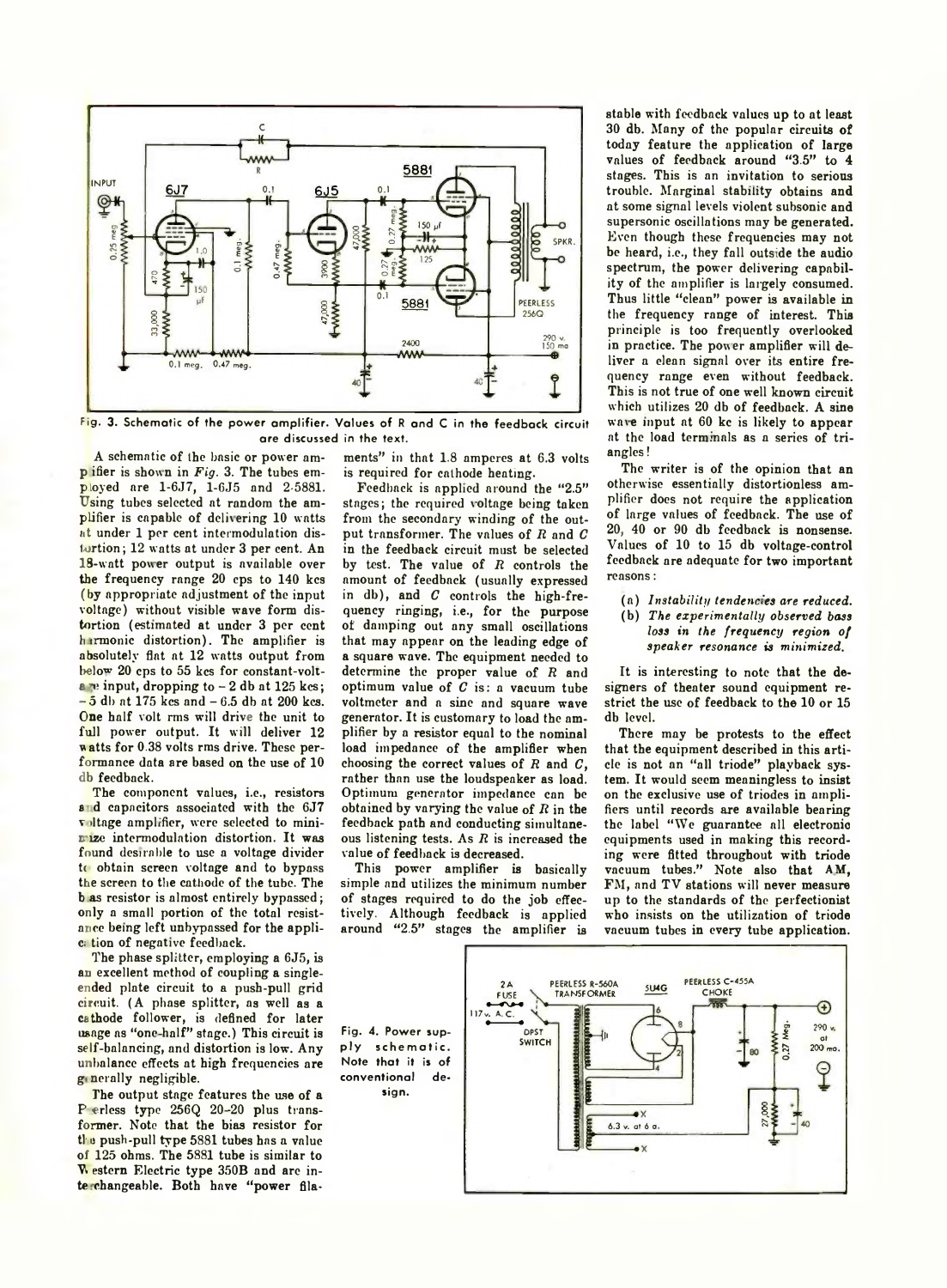Fig. 3. Schematic of the power amplifier. Values of R and C in the feedback circuit are discussed in the text.

A schematic of the basic or power amplifier is shown in *Fig.* 3. The tubes employed are 1-6J7, 1-6J5 and 2-5881. Using tubes selected at random the amplifier is capable of delivering 10 watts at under 1 per cent intermodulation distortion; 12 watts at under 3 per cent. An 18-watt power output is available over the frequency range 20 cps to 140 kcs (by appropriate adjustment of the input voltage) without visible wave form distortion (estimated at under 3 per cent harmonic distortion). The amplifier is absolutely flat at 12 watts output from below 20 cps to 55 kcs for constant-voltage input, dropping to − 2 db at 125 kcs; − 5 db at 175 kcs and − 6.5 db at 200 kcs. One half volt rms will drive the unit to full power output. It will deliver 12 watts for 0.38 volts rms drive. These performance data are based on the use of 10 db feedback.

The component values, i.e., resistors and capacitors associated with the 6J7 voltage amplifier, were selected to minimize intermodulation distortion. It was found desirable to use a voltage divider to obtain screen voltage and to bypass the screen to the cathode of the tube. The bias resistor is almost entirely bypassed; only a small portion of the total resistance being left unbypassed for the application of negative feedback.

The phase splitter, employing a 6J5, is an excellent method of coupling a single-ended plate circuit to a push-pull grid circuit. (A phase splitter, as well as a cathode follower, is defined for later usage as "one-half" stage.) This circuit is self-balancing, and distortion is low. Any unbalance effects at high frequencies are generally negligible.

The output stage features the use of a Peerless type 256Q 20–20 plus transformer. Note that the bias resistor for the push-pull type 5881 tubes has a value of 125 ohms. The 5881 tube is similar to Western Electric type 350B and are interchangeable. Both have "power filaments" in that 1.8 amperes at 6.3 volts is required for cathode heating.

Feedback is applied around the "2.5" stages; the required voltage being taken from the secondary winding of the output transformer. The values of *R* and *C* in the feedback circuit must be selected by test. The value of *R* controls the amount of feedback (usually expressed in db), and *C* controls the high-frequency ringing, i.e., for the purpose of damping out any small oscillations that may appear on the leading edge of a square wave. The equipment needed to determine the proper value of *R* and optimum value of *C* is: a vacuum tube voltmeter and a sine and square wave generator. It is customary to load the amplifier by a resistor equal to the nominal load impedance of the amplifier when choosing the correct values of *R* and *C*, rather than use the loudspeaker as load. Optimum generator impedance can be obtained by varying the value of *R* in the feedback path and conducting simultaneous listening tests. As *R* is increased the value of feedback is decreased.

This power amplifier is basically simple and utilizes the minimum number of stages required to do the job effectively. Although feedback is applied around "2.5" stages the amplifier is stable with feedback values up to at least 30 db. Many of the popular circuits of today feature the application of large values of feedback around "3.5" to 4 stages. This is an invitation to serious trouble. Marginal stability obtains and at some signal levels violent subsonic and supersonic oscillations may be generated. Even though these frequencies may not be heard, i.e., they fall outside the audio spectrum, the power delivering capability of the amplifier is largely consumed. Thus little "clean" power is available in the frequency range of interest. This principle is too frequently overlooked in practice. The power amplifier will deliver a clean signal over its entire frequency range even without feedback. This is not true of one well known circuit which utilizes 20 db of feedback. A sine wave input at 60 kc is likely to appear at the load terminals as a series of triangles!

The writer is of the opinion that an otherwise essentially distortionless amplifier does not require the application of large values of feedback. The use of 20, 40 or 90 db feedback is nonsense. Values of 10 to 15 db voltage-control feedback are adequate for two important reasons:

(a) *Instability tendencies are reduced.*
(b) *The experimentally observed bass loss in the frequency region of speaker resonance is minimized.*

It is interesting to note that the designers of theater sound equipment restrict the use of feedback to the 10 or 15 db level.

There may be protests to the effect that the equipment described in this article is not an "all triode" playback system. It would seem meaningless to insist on the exclusive use of triodes in amplifiers until records are available bearing the label "We guarantee all electronic equipments used in making this recording were fitted throughout with triode vacuum tubes." Note also that AM, FM, and TV stations will never measure up to the standards of the perfectionist who insists on the utilization of triode vacuum tubes in every tube application.

Fig. 4. Power supply schematic. Note that it is of conventional design.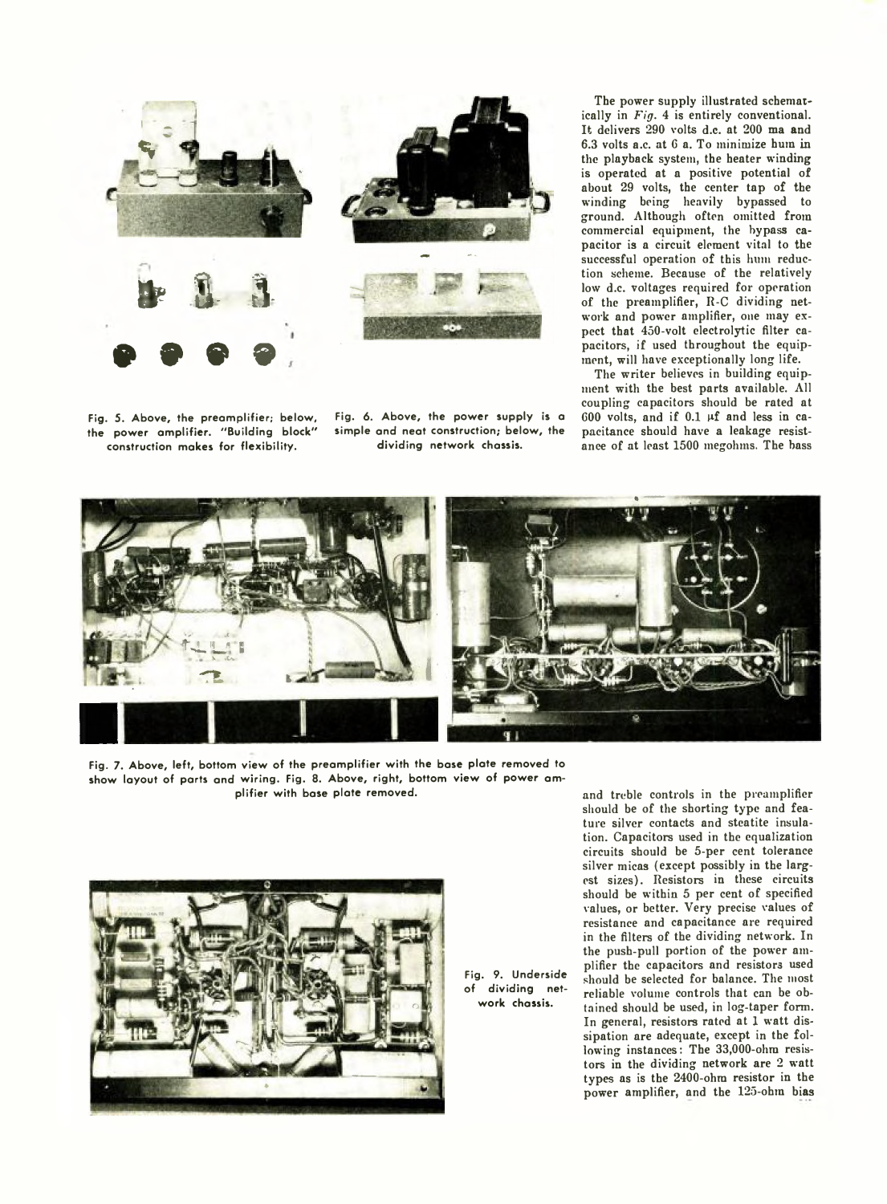Fig. 5. Above, the preamplifier; below, the power amplifier. "Building block" construction makes for flexibility.

Fig. 6. Above, the power supply is a simple and neat construction; below, the dividing network chassis.

The power supply illustrated schematically in *Fig. 4* is entirely conventional. It delivers 290 volts d.c. at 200 ma and 6.3 volts a.c. at 6 a. To minimize hum in the playback system, the heater winding is operated at a positive potential of about 29 volts, the center tap of the winding being heavily bypassed to ground. Although often omitted from commercial equipment, the bypass capacitor is a circuit element vital to the successful operation of this hum reduction scheme. Because of the relatively low d.c. voltages required for operation of the preamplifier, R-C dividing network and power amplifier, one may expect that 450-volt electrolytic filter capacitors, if used throughout the equipment, will have exceptionally long life.

The writer believes in building equipment with the best parts available. All coupling capacitors should be rated at 600 volts, and if 0.1 μf and less in capacitance should have a leakage resistance of at least 1500 megohms. The bass and treble controls in the preamplifier should be of the shorting type and feature silver contacts and steatite insulation. Capacitors used in the equalization circuits should be 5-per cent tolerance silver micas (except possibly in the largest sizes). Resistors in these circuits should be within 5 per cent of specified values, or better. Very precise values of resistance and capacitance are required in the filters of the dividing network. In the push-pull portion of the power amplifier the capacitors and resistors used should be selected for balance. The most reliable volume controls that can be obtained should be used, in log-taper form. In general, resistors rated at 1 watt dissipation are adequate, except in the following instances: The 33,000-ohm resistors in the dividing network are 2 watt types as is the 2400-ohm resistor in the power amplifier, and the 125-ohm bias

Fig. 7. Above, left, bottom view of the preamplifier with the base plate removed to show layout of parts and wiring. Fig. 8. Above, right, bottom view of power amplifier with base plate removed.

Fig. 9. Underside of dividing network chassis.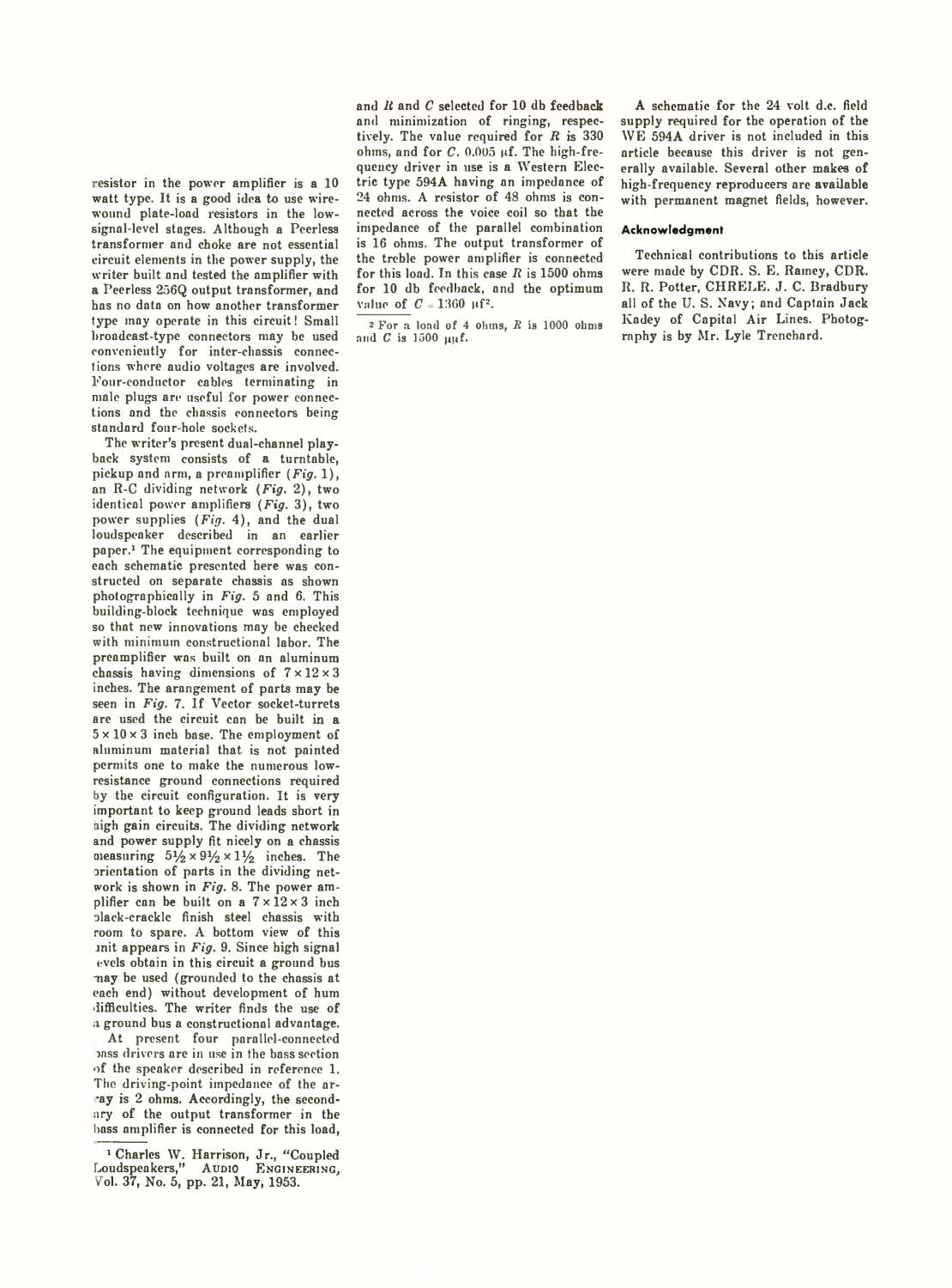resistor in the power amplifier is a 10 watt type. It is a good idea to use wire-wound plate-load resistors in the low-signal-level stages. Although a Peerless transformer and choke are not essential circuit elements in the power supply, the writer built and tested the amplifier with a Peerless 256Q output transformer, and has no data on how another transformer type may operate in this circuit! Small broadcast-type connectors may be used conveniently for inter-chassis connections where audio voltages are involved. Four-conductor cables terminating in male plugs are useful for power connections and the chassis connectors being standard four-hole sockets.

The writer's present dual-channel playback system consists of a turntable, pickup and arm, a preamplifier (*Fig.* 1), an R-C dividing network (*Fig.* 2), two identical power amplifiers (*Fig.* 3), two power supplies (*Fig.* 4), and the dual loudspeaker described in an earlier paper.[1] The equipment corresponding to each schematic presented here was constructed on separate chassis as shown photographically in *Fig.* 5 and 6. This building-block technique was employed so that new innovations may be checked with minimum constructional labor. The preamplifier was built on an aluminum chassis having dimensions of 7 × 12 × 3 inches. The arrangement of parts may be seen in *Fig.* 7. If Vector socket-turrets are used the circuit can be built in a 5 × 10 × 3 inch base. The employment of aluminum material that is not painted permits one to make the numerous low-resistance ground connections required by the circuit configuration. It is very important to keep ground leads short in high gain circuits. The dividing network and power supply fit nicely on a chassis measuring 5½ × 9½ × 1½ inches. The orientation of parts in the dividing network is shown in *Fig.* 8. The power amplifier can be built on a 7 × 12 × 3 inch black-crackle finish steel chassis with room to spare. A bottom view of this unit appears in *Fig.* 9. Since high signal levels obtain in this circuit a ground bus may be used (grounded to the chassis at each end) without development of hum difficulties. The writer finds the use of a ground bus a constructional advantage.

At present four parallel-connected bass drivers are in use in the bass section of the speaker described in reference 1. The driving-point impedance of the array is 2 ohms. Accordingly, the secondary of the output transformer in the bass amplifier is connected for this load, and $R$ and $C$ selected for 10 db feedback and minimization of ringing, respectively. The value required for $R$ is 330 ohms, and for $C$, 0.005 μf. The high-frequency driver in use is a Western Electric type 594A having an impedance of 24 ohms. A resistor of 48 ohms is connected across the voice coil so that the impedance of the parallel combination is 16 ohms. The output transformer of the treble power amplifier is connected for this load. In this case $R$ is 1500 ohms for 10 db feedback, and the optimum value of $C = 1360$ μμf[2].

A schematic for the 24 volt d.c. field supply required for the operation of the WE 594A driver is not included in this article because this driver is not generally available. Several other makes of high-frequency reproducers are available with permanent magnet fields, however.

#### Acknowledgment

Technical contributions to this article were made by CDR. S. E. Ramey, CDR. R. R. Potter, CHRELE. J. C. Bradbury all of the U. S. Navy; and Captain Jack Kadey of Capital Air Lines. Photography is by Mr. Lyle Trenchard.

---

[1] Charles W. Harrison, Jr., "Coupled Loudspeakers," AUDIO ENGINEERING, Vol. 37, No. 5, pp. 21, May, 1953.

[2] For a load of 4 ohms, $R$ is 1000 ohms and $C$ is 1500 μμf.